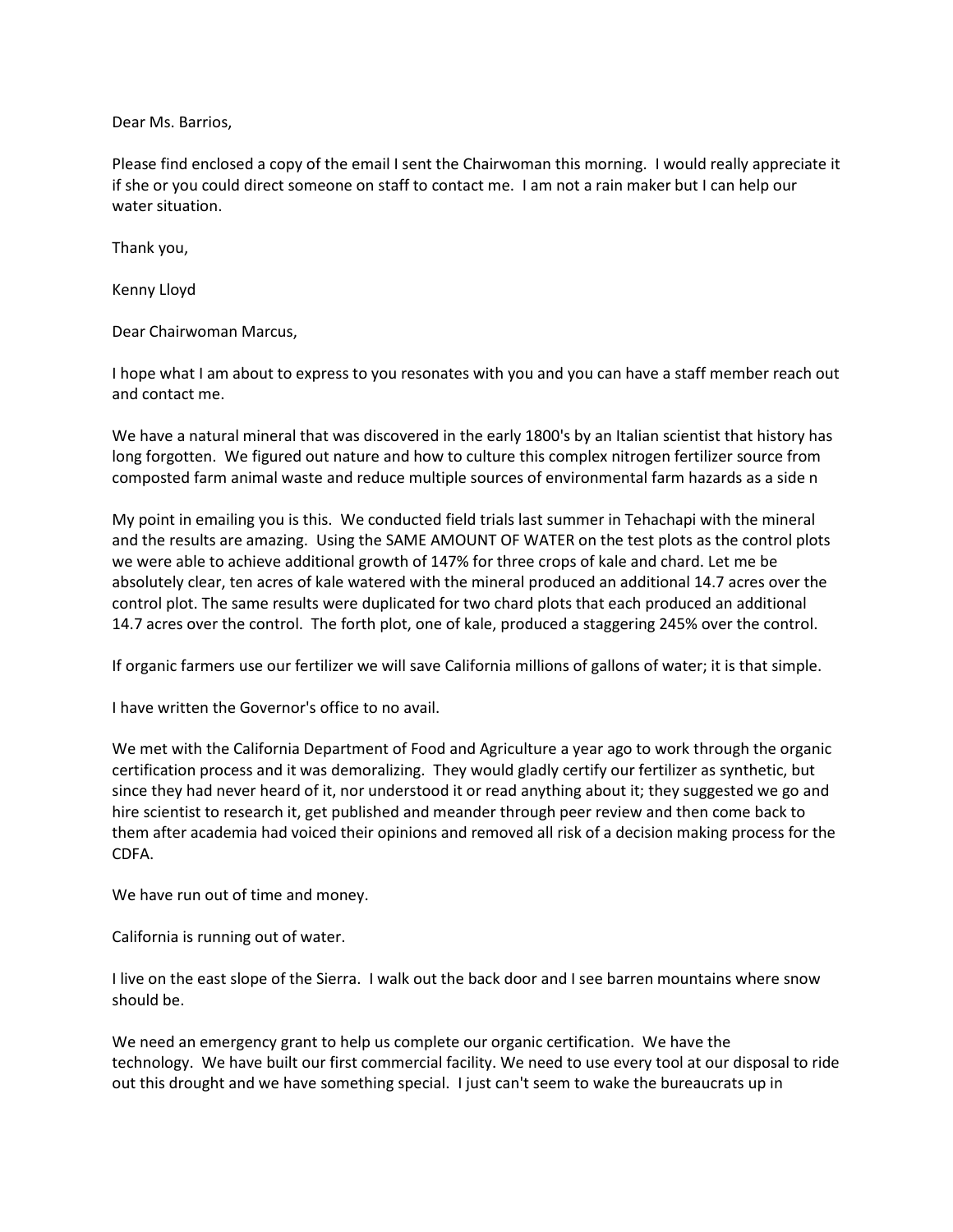Dear Ms. Barrios,

Please find enclosed a copy of the email I sent the Chairwoman this morning. I would really appreciate it if she or you could direct someone on staff to contact me. I am not a rain maker but I can help our water situation.

Thank you,

Kenny Lloyd

Dear Chairwoman Marcus,

I hope what I am about to express to you resonates with you and you can have a staff member reach out and contact me.

We have a natural mineral that was discovered in the early 1800's by an Italian scientist that history has long forgotten. We figured out nature and how to culture this complex nitrogen fertilizer source from composted farm animal waste and reduce multiple sources of environmental farm hazards as a side n

My point in emailing you is this. We conducted field trials last summer in Tehachapi with the mineral and the results are amazing. Using the SAME AMOUNT OF WATER on the test plots as the control plots we were able to achieve additional growth of 147% for three crops of kale and chard. Let me be absolutely clear, ten acres of kale watered with the mineral produced an additional 14.7 acres over the control plot. The same results were duplicated for two chard plots that each produced an additional 14.7 acres over the control. The forth plot, one of kale, produced a staggering 245% over the control.

If organic farmers use our fertilizer we will save California millions of gallons of water; it is that simple.

I have written the Governor's office to no avail.

We met with the California Department of Food and Agriculture a year ago to work through the organic certification process and it was demoralizing. They would gladly certify our fertilizer as synthetic, but since they had never heard of it, nor understood it or read anything about it; they suggested we go and hire scientist to research it, get published and meander through peer review and then come back to them after academia had voiced their opinions and removed all risk of a decision making process for the CDFA.

We have run out of time and money.

California is running out of water.

I live on the east slope of the Sierra. I walk out the back door and I see barren mountains where snow should be.

We need an emergency grant to help us complete our organic certification. We have the technology. We have built our first commercial facility. We need to use every tool at our disposal to ride out this drought and we have something special. I just can't seem to wake the bureaucrats up in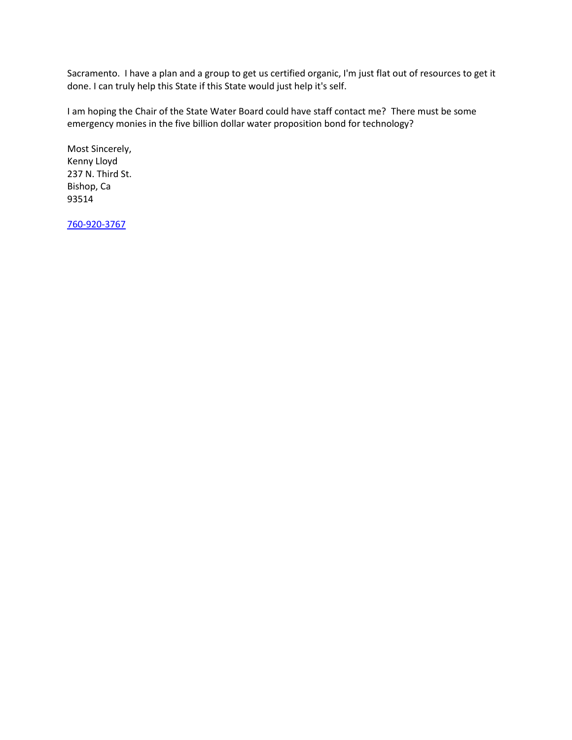Sacramento. I have a plan and a group to get us certified organic, I'm just flat out of resources to get it done. I can truly help this State if this State would just help it's self.

I am hoping the Chair of the State Water Board could have staff contact me? There must be some emergency monies in the five billion dollar water proposition bond for technology?

Most Sincerely,
Kenny Lloyd
237 N. Third St.
Bishop, Ca
93514

760-920-3767